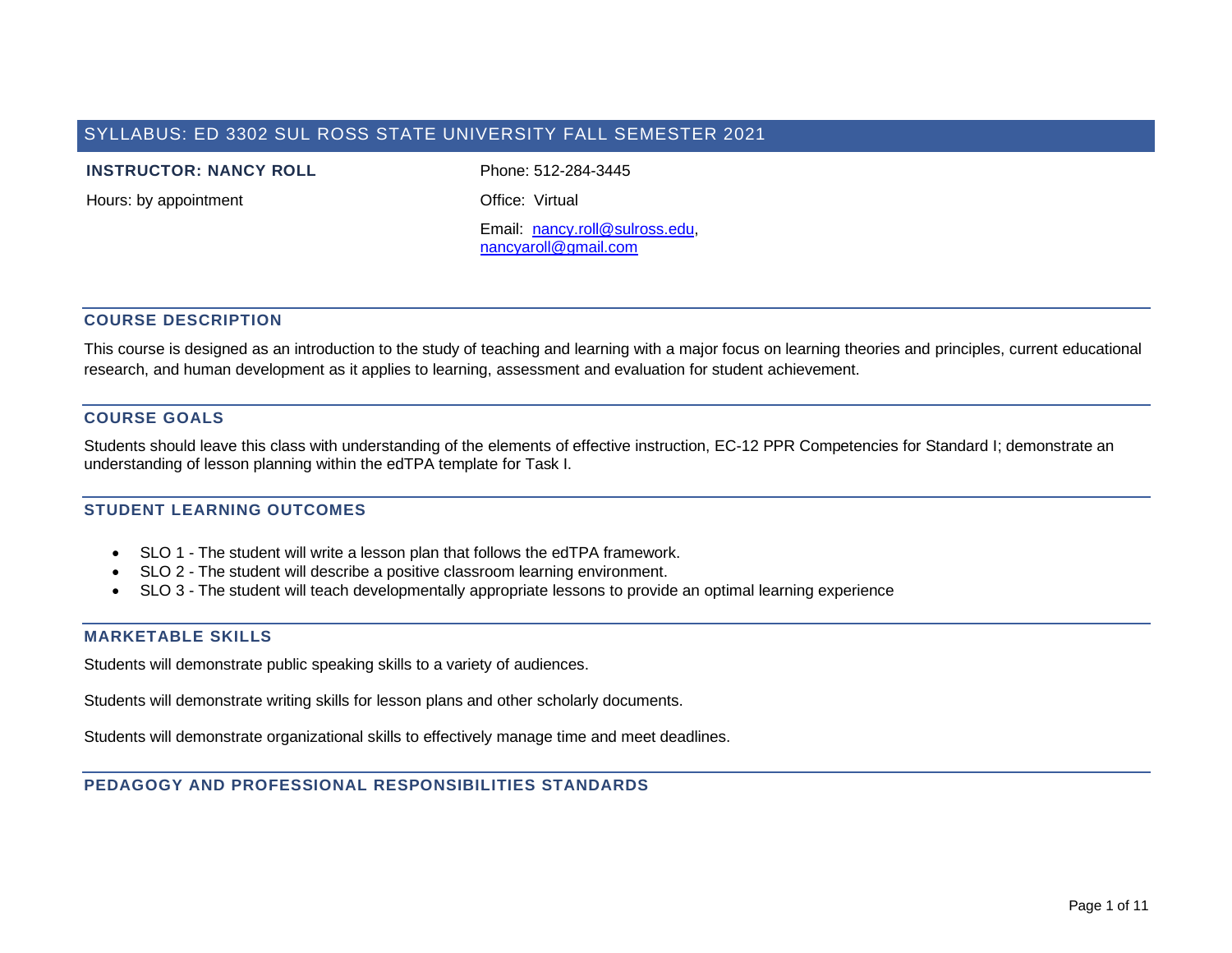# SYLLABUS: ED 3302 SUL ROSS STATE UNIVERSITY FALL SEMESTER 2021

**INSTRUCTOR: NANCY ROLL**

Hours: by appointment

Phone: 512-284-3445

Office: Virtual

Email: nancy.roll@sulross.edu, nancyaroll@gmail.com

## COURSE DESCRIPTION

This course is designed as an introduction to the study of teaching and learning with a major focus on learning theories and principles, current educational research, and human development as it applies to learning, assessment and evaluation for student achievement.

## COURSE GOALS

Students should leave this class with understanding of the elements of effective instruction, EC-12 PPR Competencies for Standard I; demonstrate an understanding of lesson planning within the edTPA template for Task I.

## STUDENT LEARNING OUTCOMES

- SLO 1 - The student will write a lesson plan that follows the edTPA framework.
- SLO 2 - The student will describe a positive classroom learning environment.
- SLO 3 - The student will teach developmentally appropriate lessons to provide an optimal learning experience

## MARKETABLE SKILLS

Students will demonstrate public speaking skills to a variety of audiences.

Students will demonstrate writing skills for lesson plans and other scholarly documents.

Students will demonstrate organizational skills to effectively manage time and meet deadlines.

## PEDAGOGY AND PROFESSIONAL RESPONSIBILITIES STANDARDS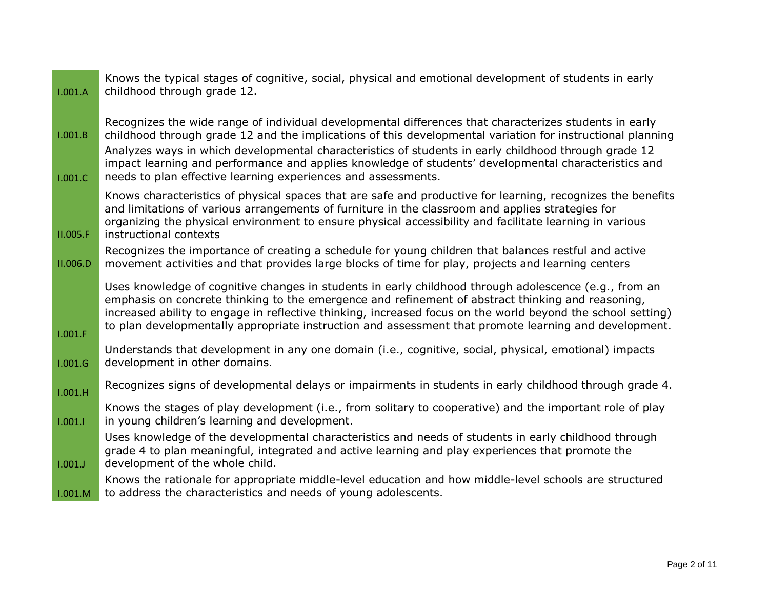| | |
|---|---|
| I.001.A | Knows the typical stages of cognitive, social, physical and emotional development of students in early childhood through grade 12. |
| I.001.B | Recognizes the wide range of individual developmental differences that characterizes students in early childhood through grade 12 and the implications of this developmental variation for instructional planning |
| I.001.C | Analyzes ways in which developmental characteristics of students in early childhood through grade 12 impact learning and performance and applies knowledge of students' developmental characteristics and needs to plan effective learning experiences and assessments. |
| II.005.F | Knows characteristics of physical spaces that are safe and productive for learning, recognizes the benefits and limitations of various arrangements of furniture in the classroom and applies strategies for organizing the physical environment to ensure physical accessibility and facilitate learning in various instructional contexts |
| II.006.D | Recognizes the importance of creating a schedule for young children that balances restful and active movement activities and that provides large blocks of time for play, projects and learning centers |
| I.001.F | Uses knowledge of cognitive changes in students in early childhood through adolescence (e.g., from an emphasis on concrete thinking to the emergence and refinement of abstract thinking and reasoning, increased ability to engage in reflective thinking, increased focus on the world beyond the school setting) to plan developmentally appropriate instruction and assessment that promote learning and development. |
| I.001.G | Understands that development in any one domain (i.e., cognitive, social, physical, emotional) impacts development in other domains. |
| I.001.H | Recognizes signs of developmental delays or impairments in students in early childhood through grade 4. |
| I.001.I | Knows the stages of play development (i.e., from solitary to cooperative) and the important role of play in young children's learning and development. |
| I.001.J | Uses knowledge of the developmental characteristics and needs of students in early childhood through grade 4 to plan meaningful, integrated and active learning and play experiences that promote the development of the whole child. |
| I.001.M | Knows the rationale for appropriate middle-level education and how middle-level schools are structured to address the characteristics and needs of young adolescents. |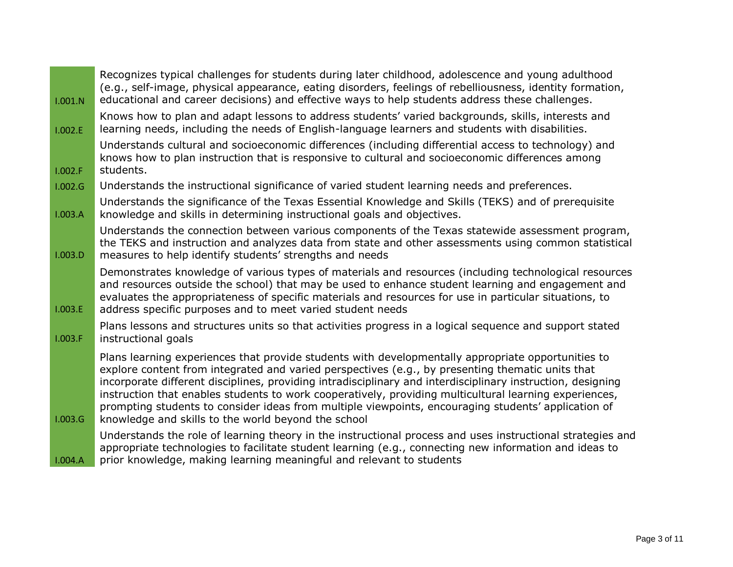| | |
|---|---|
| I.001.N | Recognizes typical challenges for students during later childhood, adolescence and young adulthood (e.g., self-image, physical appearance, eating disorders, feelings of rebelliousness, identity formation, educational and career decisions) and effective ways to help students address these challenges. |
| I.002.E | Knows how to plan and adapt lessons to address students' varied backgrounds, skills, interests and learning needs, including the needs of English-language learners and students with disabilities. |
| I.002.F | Understands cultural and socioeconomic differences (including differential access to technology) and knows how to plan instruction that is responsive to cultural and socioeconomic differences among students. |
| I.002.G | Understands the instructional significance of varied student learning needs and preferences. |
| I.003.A | Understands the significance of the Texas Essential Knowledge and Skills (TEKS) and of prerequisite knowledge and skills in determining instructional goals and objectives. |
| I.003.D | Understands the connection between various components of the Texas statewide assessment program, the TEKS and instruction and analyzes data from state and other assessments using common statistical measures to help identify students' strengths and needs |
| I.003.E | Demonstrates knowledge of various types of materials and resources (including technological resources and resources outside the school) that may be used to enhance student learning and engagement and evaluates the appropriateness of specific materials and resources for use in particular situations, to address specific purposes and to meet varied student needs |
| I.003.F | Plans lessons and structures units so that activities progress in a logical sequence and support stated instructional goals |
| I.003.G | Plans learning experiences that provide students with developmentally appropriate opportunities to explore content from integrated and varied perspectives (e.g., by presenting thematic units that incorporate different disciplines, providing intradisciplinary and interdisciplinary instruction, designing instruction that enables students to work cooperatively, providing multicultural learning experiences, prompting students to consider ideas from multiple viewpoints, encouraging students' application of knowledge and skills to the world beyond the school |
| I.004.A | Understands the role of learning theory in the instructional process and uses instructional strategies and appropriate technologies to facilitate student learning (e.g., connecting new information and ideas to prior knowledge, making learning meaningful and relevant to students |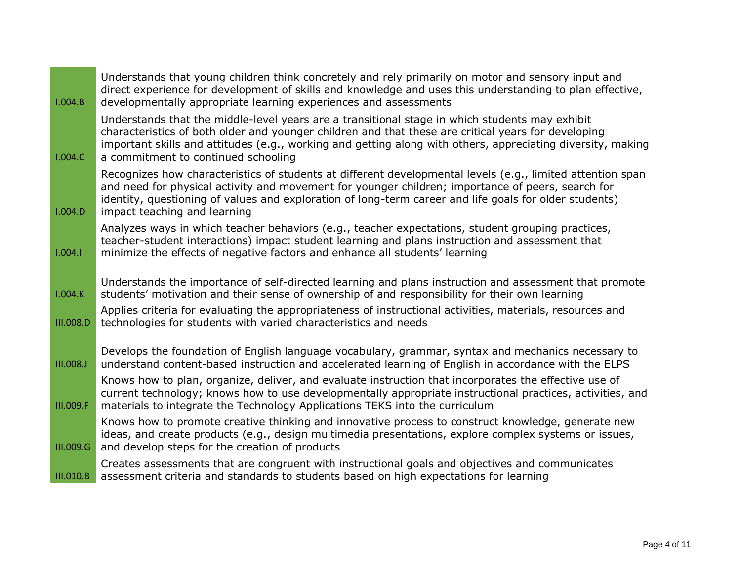| | |
|---|---|
| I.004.B | Understands that young children think concretely and rely primarily on motor and sensory input and direct experience for development of skills and knowledge and uses this understanding to plan effective, developmentally appropriate learning experiences and assessments |
| I.004.C | Understands that the middle-level years are a transitional stage in which students may exhibit characteristics of both older and younger children and that these are critical years for developing important skills and attitudes (e.g., working and getting along with others, appreciating diversity, making a commitment to continued schooling |
| I.004.D | Recognizes how characteristics of students at different developmental levels (e.g., limited attention span and need for physical activity and movement for younger children; importance of peers, search for identity, questioning of values and exploration of long-term career and life goals for older students) impact teaching and learning |
| I.004.I | Analyzes ways in which teacher behaviors (e.g., teacher expectations, student grouping practices, teacher-student interactions) impact student learning and plans instruction and assessment that minimize the effects of negative factors and enhance all students' learning |
| I.004.K | Understands the importance of self-directed learning and plans instruction and assessment that promote students' motivation and their sense of ownership of and responsibility for their own learning |
| III.008.D | Applies criteria for evaluating the appropriateness of instructional activities, materials, resources and technologies for students with varied characteristics and needs |
| III.008.J | Develops the foundation of English language vocabulary, grammar, syntax and mechanics necessary to understand content-based instruction and accelerated learning of English in accordance with the ELPS |
| III.009.F | Knows how to plan, organize, deliver, and evaluate instruction that incorporates the effective use of current technology; knows how to use developmentally appropriate instructional practices, activities, and materials to integrate the Technology Applications TEKS into the curriculum |
| III.009.G | Knows how to promote creative thinking and innovative process to construct knowledge, generate new ideas, and create products (e.g., design multimedia presentations, explore complex systems or issues, and develop steps for the creation of products |
| III.010.B | Creates assessments that are congruent with instructional goals and objectives and communicates assessment criteria and standards to students based on high expectations for learning |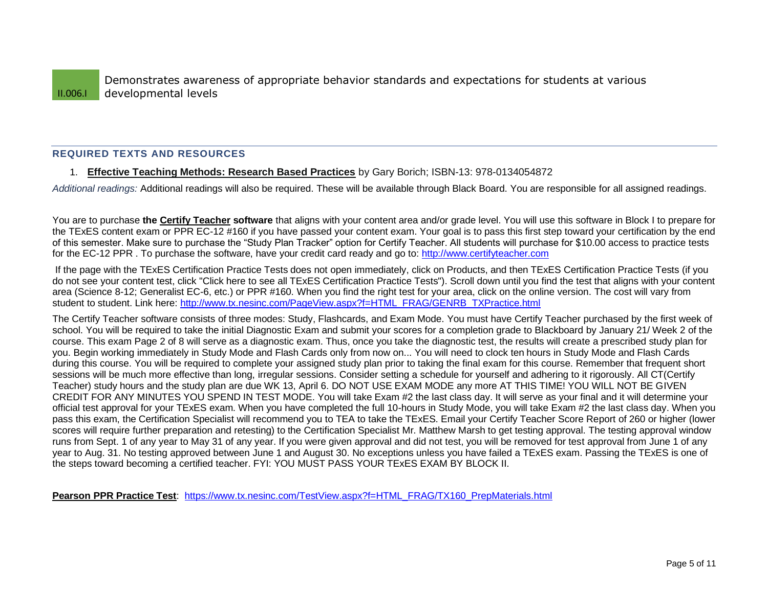| II.006.I | Demonstrates awareness of appropriate behavior standards and expectations for students at various developmental levels |
|---|---|

## REQUIRED TEXTS AND RESOURCES

1. **Effective Teaching Methods: Research Based Practices** by Gary Borich; ISBN-13: 978-0134054872

*Additional readings:* Additional readings will also be required. These will be available through Black Board. You are responsible for all assigned readings.

You are to purchase **the Certify Teacher software** that aligns with your content area and/or grade level. You will use this software in Block I to prepare for the TExES content exam or PPR EC-12 #160 if you have passed your content exam. Your goal is to pass this first step toward your certification by the end of this semester. Make sure to purchase the "Study Plan Tracker" option for Certify Teacher. All students will purchase for $10.00 access to practice tests for the EC-12 PPR . To purchase the software, have your credit card ready and go to: http://www.certifyteacher.com

If the page with the TExES Certification Practice Tests does not open immediately, click on Products, and then TExES Certification Practice Tests (if you do not see your content test, click "Click here to see all TExES Certification Practice Tests"). Scroll down until you find the test that aligns with your content area (Science 8-12; Generalist EC-6, etc.) or PPR #160. When you find the right test for your area, click on the online version. The cost will vary from student to student. Link here: http://www.tx.nesinc.com/PageView.aspx?f=HTML_FRAG/GENRB_TXPractice.html

The Certify Teacher software consists of three modes: Study, Flashcards, and Exam Mode. You must have Certify Teacher purchased by the first week of school. You will be required to take the initial Diagnostic Exam and submit your scores for a completion grade to Blackboard by January 21/ Week 2 of the course. This exam Page 2 of 8 will serve as a diagnostic exam. Thus, once you take the diagnostic test, the results will create a prescribed study plan for you. Begin working immediately in Study Mode and Flash Cards only from now on... You will need to clock ten hours in Study Mode and Flash Cards during this course. You will be required to complete your assigned study plan prior to taking the final exam for this course. Remember that frequent short sessions will be much more effective than long, irregular sessions. Consider setting a schedule for yourself and adhering to it rigorously. All CT(Certify Teacher) study hours and the study plan are due WK 13, April 6. DO NOT USE EXAM MODE any more AT THIS TIME! YOU WILL NOT BE GIVEN CREDIT FOR ANY MINUTES YOU SPEND IN TEST MODE. You will take Exam #2 the last class day. It will serve as your final and it will determine your official test approval for your TExES exam. When you have completed the full 10-hours in Study Mode, you will take Exam #2 the last class day. When you pass this exam, the Certification Specialist will recommend you to TEA to take the TExES. Email your Certify Teacher Score Report of 260 or higher (lower scores will require further preparation and retesting) to the Certification Specialist Mr. Matthew Marsh to get testing approval. The testing approval window runs from Sept. 1 of any year to May 31 of any year. If you were given approval and did not test, you will be removed for test approval from June 1 of any year to Aug. 31. No testing approved between June 1 and August 30. No exceptions unless you have failed a TExES exam. Passing the TExES is one of the steps toward becoming a certified teacher. FYI: YOU MUST PASS YOUR TExES EXAM BY BLOCK II.

**Pearson PPR Practice Test**: https://www.tx.nesinc.com/TestView.aspx?f=HTML_FRAG/TX160_PrepMaterials.html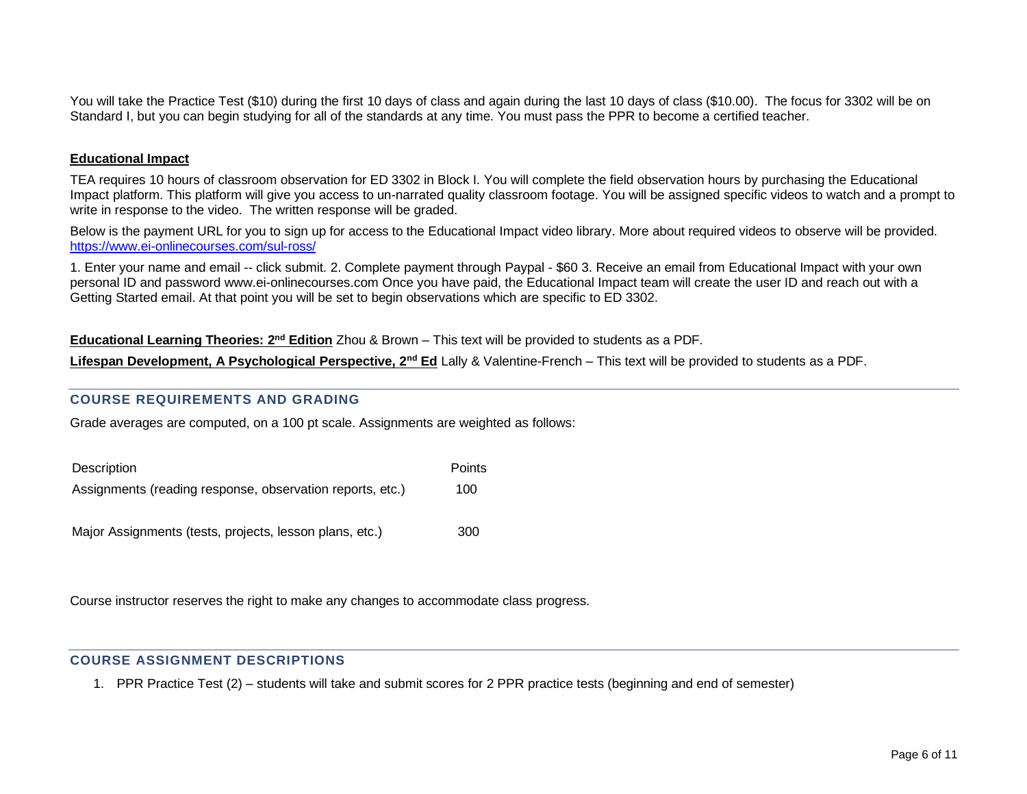You will take the Practice Test ($10) during the first 10 days of class and again during the last 10 days of class ($10.00). The focus for 3302 will be on Standard I, but you can begin studying for all of the standards at any time. You must pass the PPR to become a certified teacher.

**Educational Impact**

TEA requires 10 hours of classroom observation for ED 3302 in Block I. You will complete the field observation hours by purchasing the Educational Impact platform. This platform will give you access to un-narrated quality classroom footage. You will be assigned specific videos to watch and a prompt to write in response to the video. The written response will be graded.

Below is the payment URL for you to sign up for access to the Educational Impact video library. More about required videos to observe will be provided. [https://www.ei-onlinecourses.com/sul-ross/](https://www.ei-onlinecourses.com/sul-ross/)

1. Enter your name and email -- click submit. 2. Complete payment through Paypal - $60 3. Receive an email from Educational Impact with your own personal ID and password www.ei-onlinecourses.com Once you have paid, the Educational Impact team will create the user ID and reach out with a Getting Started email. At that point you will be set to begin observations which are specific to ED 3302.

**Educational Learning Theories: 2nd Edition** Zhou & Brown – This text will be provided to students as a PDF.

**Lifespan Development, A Psychological Perspective, 2nd Ed** Lally & Valentine-French – This text will be provided to students as a PDF.

## COURSE REQUIREMENTS AND GRADING

Grade averages are computed, on a 100 pt scale. Assignments are weighted as follows:

| Description | Points |
|---|---|
| Assignments (reading response, observation reports, etc.) | 100 |
| Major Assignments (tests, projects, lesson plans, etc.) | 300 |

Course instructor reserves the right to make any changes to accommodate class progress.

## COURSE ASSIGNMENT DESCRIPTIONS

1. PPR Practice Test (2) – students will take and submit scores for 2 PPR practice tests (beginning and end of semester)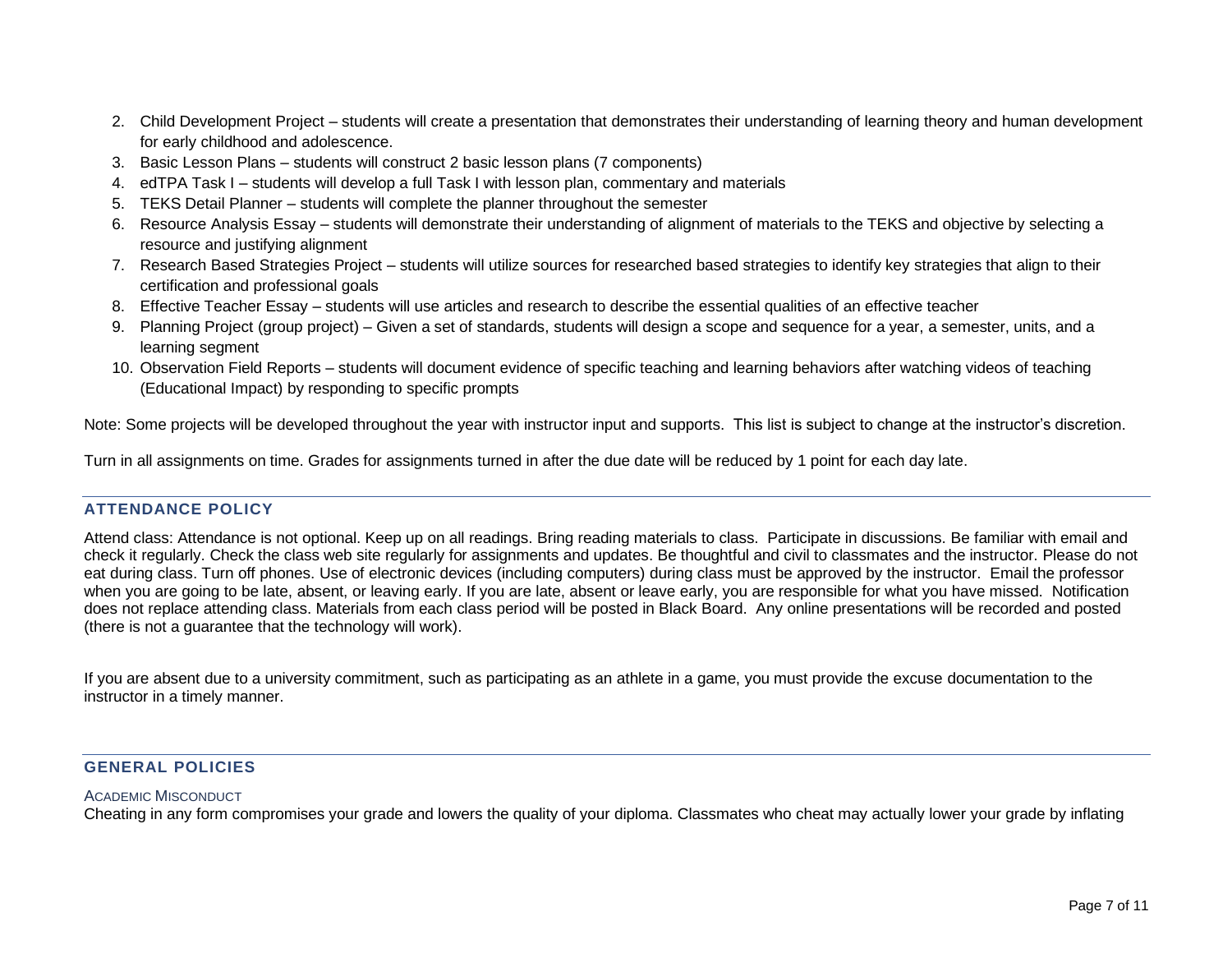2. Child Development Project – students will create a presentation that demonstrates their understanding of learning theory and human development for early childhood and adolescence.
3. Basic Lesson Plans – students will construct 2 basic lesson plans (7 components)
4. edTPA Task I – students will develop a full Task I with lesson plan, commentary and materials
5. TEKS Detail Planner – students will complete the planner throughout the semester
6. Resource Analysis Essay – students will demonstrate their understanding of alignment of materials to the TEKS and objective by selecting a resource and justifying alignment
7. Research Based Strategies Project – students will utilize sources for researched based strategies to identify key strategies that align to their certification and professional goals
8. Effective Teacher Essay – students will use articles and research to describe the essential qualities of an effective teacher
9. Planning Project (group project) – Given a set of standards, students will design a scope and sequence for a year, a semester, units, and a learning segment
10. Observation Field Reports – students will document evidence of specific teaching and learning behaviors after watching videos of teaching (Educational Impact) by responding to specific prompts

Note: Some projects will be developed throughout the year with instructor input and supports. This list is subject to change at the instructor's discretion.

Turn in all assignments on time. Grades for assignments turned in after the due date will be reduced by 1 point for each day late.

## ATTENDANCE POLICY

Attend class: Attendance is not optional. Keep up on all readings. Bring reading materials to class. Participate in discussions. Be familiar with email and check it regularly. Check the class web site regularly for assignments and updates. Be thoughtful and civil to classmates and the instructor. Please do not eat during class. Turn off phones. Use of electronic devices (including computers) during class must be approved by the instructor. Email the professor when you are going to be late, absent, or leaving early. If you are late, absent or leave early, you are responsible for what you have missed. Notification does not replace attending class. Materials from each class period will be posted in Black Board. Any online presentations will be recorded and posted (there is not a guarantee that the technology will work).

If you are absent due to a university commitment, such as participating as an athlete in a game, you must provide the excuse documentation to the instructor in a timely manner.

## GENERAL POLICIES

### Academic Misconduct

Cheating in any form compromises your grade and lowers the quality of your diploma. Classmates who cheat may actually lower your grade by inflating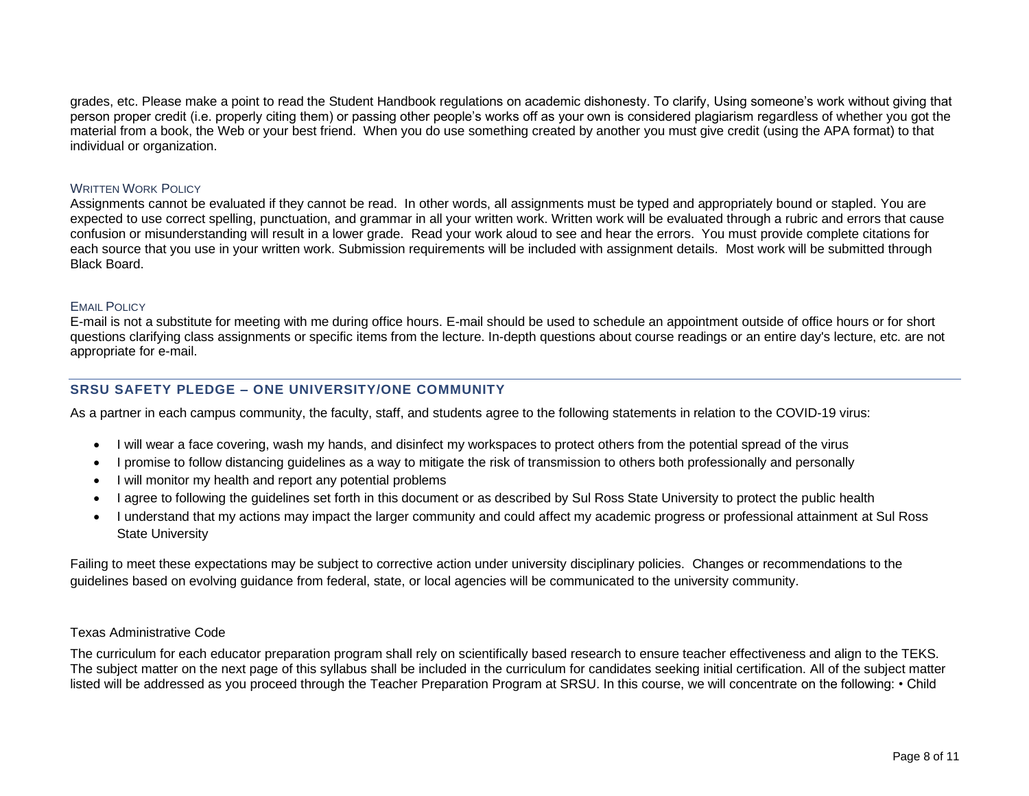grades, etc. Please make a point to read the Student Handbook regulations on academic dishonesty. To clarify, Using someone's work without giving that person proper credit (i.e. properly citing them) or passing other people's works off as your own is considered plagiarism regardless of whether you got the material from a book, the Web or your best friend. When you do use something created by another you must give credit (using the APA format) to that individual or organization.

### Written Work Policy

Assignments cannot be evaluated if they cannot be read. In other words, all assignments must be typed and appropriately bound or stapled. You are expected to use correct spelling, punctuation, and grammar in all your written work. Written work will be evaluated through a rubric and errors that cause confusion or misunderstanding will result in a lower grade. Read your work aloud to see and hear the errors. You must provide complete citations for each source that you use in your written work. Submission requirements will be included with assignment details. Most work will be submitted through Black Board.

### Email Policy

E-mail is not a substitute for meeting with me during office hours. E-mail should be used to schedule an appointment outside of office hours or for short questions clarifying class assignments or specific items from the lecture. In-depth questions about course readings or an entire day's lecture, etc. are not appropriate for e-mail.

## SRSU SAFETY PLEDGE – ONE UNIVERSITY/ONE COMMUNITY

As a partner in each campus community, the faculty, staff, and students agree to the following statements in relation to the COVID-19 virus:

- I will wear a face covering, wash my hands, and disinfect my workspaces to protect others from the potential spread of the virus
- I promise to follow distancing guidelines as a way to mitigate the risk of transmission to others both professionally and personally
- I will monitor my health and report any potential problems
- I agree to following the guidelines set forth in this document or as described by Sul Ross State University to protect the public health
- I understand that my actions may impact the larger community and could affect my academic progress or professional attainment at Sul Ross State University

Failing to meet these expectations may be subject to corrective action under university disciplinary policies. Changes or recommendations to the guidelines based on evolving guidance from federal, state, or local agencies will be communicated to the university community.

Texas Administrative Code

The curriculum for each educator preparation program shall rely on scientifically based research to ensure teacher effectiveness and align to the TEKS. The subject matter on the next page of this syllabus shall be included in the curriculum for candidates seeking initial certification. All of the subject matter listed will be addressed as you proceed through the Teacher Preparation Program at SRSU. In this course, we will concentrate on the following: • Child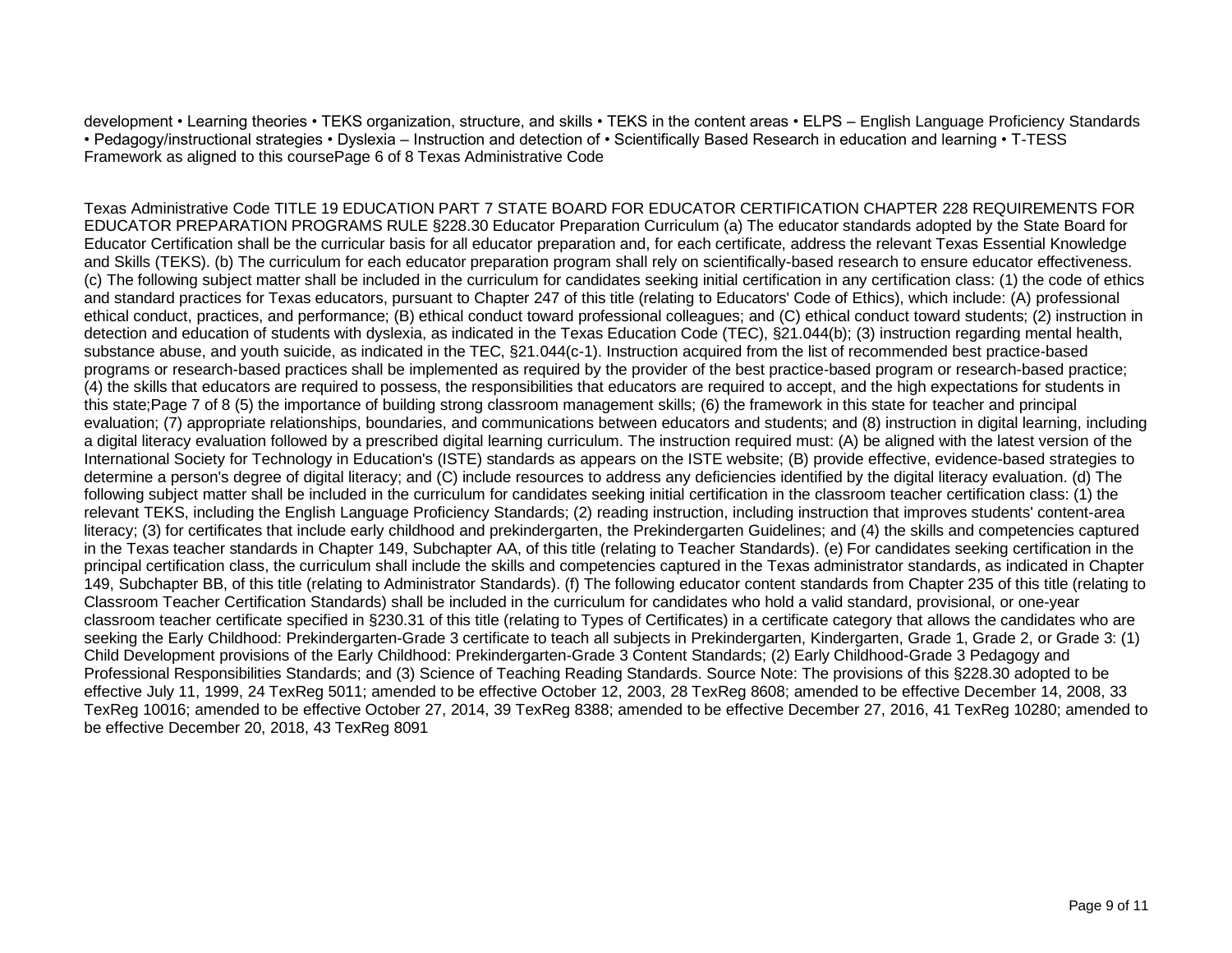development • Learning theories • TEKS organization, structure, and skills • TEKS in the content areas • ELPS – English Language Proficiency Standards • Pedagogy/instructional strategies • Dyslexia – Instruction and detection of • Scientifically Based Research in education and learning • T-TESS Framework as aligned to this coursePage 6 of 8 Texas Administrative Code

Texas Administrative Code TITLE 19 EDUCATION PART 7 STATE BOARD FOR EDUCATOR CERTIFICATION CHAPTER 228 REQUIREMENTS FOR EDUCATOR PREPARATION PROGRAMS RULE §228.30 Educator Preparation Curriculum (a) The educator standards adopted by the State Board for Educator Certification shall be the curricular basis for all educator preparation and, for each certificate, address the relevant Texas Essential Knowledge and Skills (TEKS). (b) The curriculum for each educator preparation program shall rely on scientifically-based research to ensure educator effectiveness. (c) The following subject matter shall be included in the curriculum for candidates seeking initial certification in any certification class: (1) the code of ethics and standard practices for Texas educators, pursuant to Chapter 247 of this title (relating to Educators' Code of Ethics), which include: (A) professional ethical conduct, practices, and performance; (B) ethical conduct toward professional colleagues; and (C) ethical conduct toward students; (2) instruction in detection and education of students with dyslexia, as indicated in the Texas Education Code (TEC), §21.044(b); (3) instruction regarding mental health, substance abuse, and youth suicide, as indicated in the TEC, §21.044(c-1). Instruction acquired from the list of recommended best practice-based programs or research-based practices shall be implemented as required by the provider of the best practice-based program or research-based practice; (4) the skills that educators are required to possess, the responsibilities that educators are required to accept, and the high expectations for students in this state;Page 7 of 8 (5) the importance of building strong classroom management skills; (6) the framework in this state for teacher and principal evaluation; (7) appropriate relationships, boundaries, and communications between educators and students; and (8) instruction in digital learning, including a digital literacy evaluation followed by a prescribed digital learning curriculum. The instruction required must: (A) be aligned with the latest version of the International Society for Technology in Education's (ISTE) standards as appears on the ISTE website; (B) provide effective, evidence-based strategies to determine a person's degree of digital literacy; and (C) include resources to address any deficiencies identified by the digital literacy evaluation. (d) The following subject matter shall be included in the curriculum for candidates seeking initial certification in the classroom teacher certification class: (1) the relevant TEKS, including the English Language Proficiency Standards; (2) reading instruction, including instruction that improves students' content-area literacy; (3) for certificates that include early childhood and prekindergarten, the Prekindergarten Guidelines; and (4) the skills and competencies captured in the Texas teacher standards in Chapter 149, Subchapter AA, of this title (relating to Teacher Standards). (e) For candidates seeking certification in the principal certification class, the curriculum shall include the skills and competencies captured in the Texas administrator standards, as indicated in Chapter 149, Subchapter BB, of this title (relating to Administrator Standards). (f) The following educator content standards from Chapter 235 of this title (relating to Classroom Teacher Certification Standards) shall be included in the curriculum for candidates who hold a valid standard, provisional, or one-year classroom teacher certificate specified in §230.31 of this title (relating to Types of Certificates) in a certificate category that allows the candidates who are seeking the Early Childhood: Prekindergarten-Grade 3 certificate to teach all subjects in Prekindergarten, Kindergarten, Grade 1, Grade 2, or Grade 3: (1) Child Development provisions of the Early Childhood: Prekindergarten-Grade 3 Content Standards; (2) Early Childhood-Grade 3 Pedagogy and Professional Responsibilities Standards; and (3) Science of Teaching Reading Standards. Source Note: The provisions of this §228.30 adopted to be effective July 11, 1999, 24 TexReg 5011; amended to be effective October 12, 2003, 28 TexReg 8608; amended to be effective December 14, 2008, 33 TexReg 10016; amended to be effective October 27, 2014, 39 TexReg 8388; amended to be effective December 27, 2016, 41 TexReg 10280; amended to be effective December 20, 2018, 43 TexReg 8091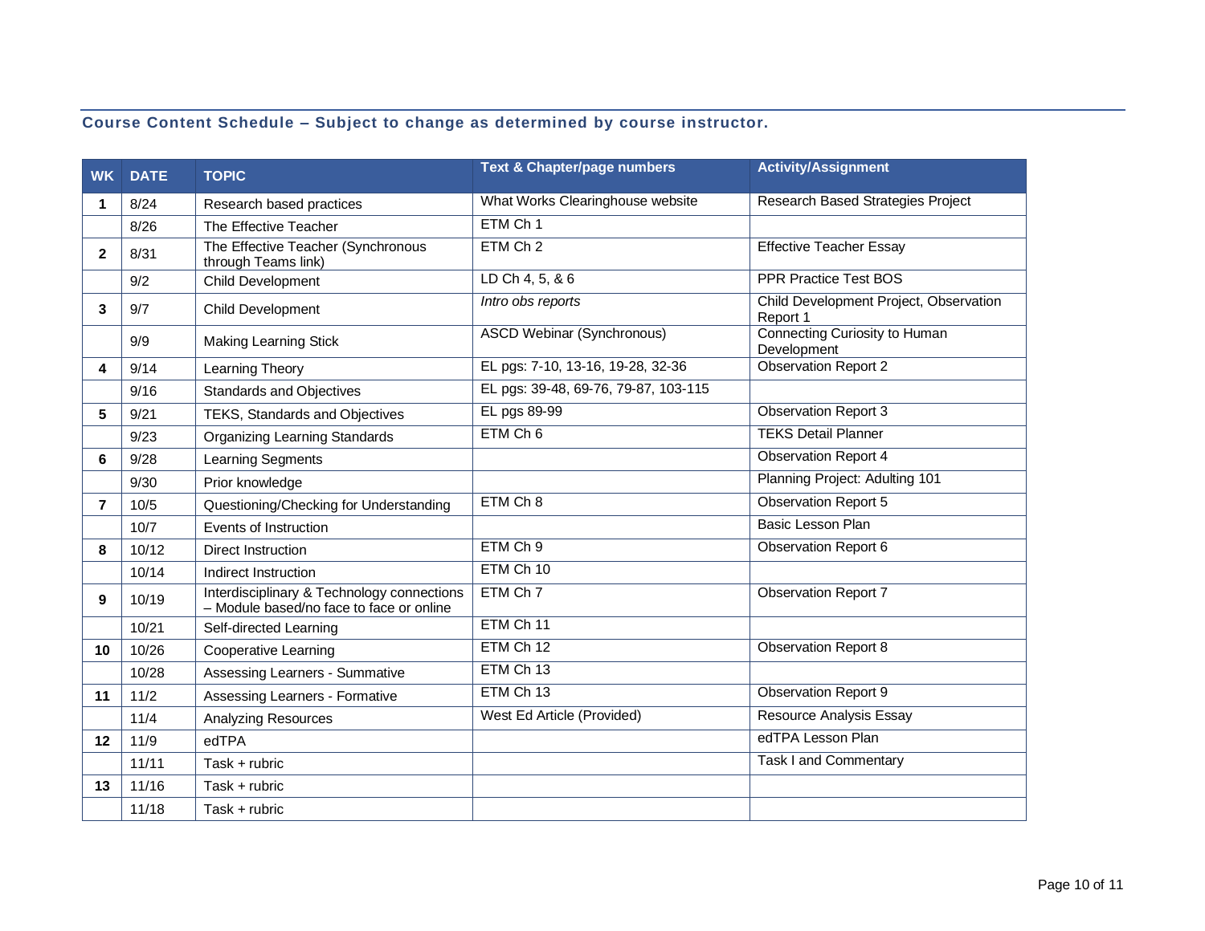## Course Content Schedule – Subject to change as determined by course instructor.

| WK | DATE | TOPIC | Text & Chapter/page numbers | Activity/Assignment |
|---|---|---|---|---|
| 1 | 8/24 | Research based practices | What Works Clearinghouse website | Research Based Strategies Project |
| | 8/26 | The Effective Teacher | ETM Ch 1 | |
| 2 | 8/31 | The Effective Teacher (Synchronous through Teams link) | ETM Ch 2 | Effective Teacher Essay |
| | 9/2 | Child Development | LD Ch 4, 5, & 6 | PPR Practice Test BOS |
| 3 | 9/7 | Child Development | *Intro obs reports* | Child Development Project, Observation Report 1 |
| | 9/9 | Making Learning Stick | ASCD Webinar (Synchronous) | Connecting Curiosity to Human Development |
| 4 | 9/14 | Learning Theory | EL pgs: 7-10, 13-16, 19-28, 32-36 | Observation Report 2 |
| | 9/16 | Standards and Objectives | EL pgs: 39-48, 69-76, 79-87, 103-115 | |
| 5 | 9/21 | TEKS, Standards and Objectives | EL pgs 89-99 | Observation Report 3 |
| | 9/23 | Organizing Learning Standards | ETM Ch 6 | TEKS Detail Planner |
| 6 | 9/28 | Learning Segments | | Observation Report 4 |
| | 9/30 | Prior knowledge | | Planning Project: Adulting 101 |
| 7 | 10/5 | Questioning/Checking for Understanding | ETM Ch 8 | Observation Report 5 |
| | 10/7 | Events of Instruction | | Basic Lesson Plan |
| 8 | 10/12 | Direct Instruction | ETM Ch 9 | Observation Report 6 |
| | 10/14 | Indirect Instruction | ETM Ch 10 | |
| 9 | 10/19 | Interdisciplinary & Technology connections – Module based/no face to face or online | ETM Ch 7 | Observation Report 7 |
| | 10/21 | Self-directed Learning | ETM Ch 11 | |
| 10 | 10/26 | Cooperative Learning | ETM Ch 12 | Observation Report 8 |
| | 10/28 | Assessing Learners - Summative | ETM Ch 13 | |
| 11 | 11/2 | Assessing Learners - Formative | ETM Ch 13 | Observation Report 9 |
| | 11/4 | Analyzing Resources | West Ed Article (Provided) | Resource Analysis Essay |
| 12 | 11/9 | edTPA | | edTPA Lesson Plan |
| | 11/11 | Task + rubric | | Task I and Commentary |
| 13 | 11/16 | Task + rubric | | |
| | 11/18 | Task + rubric | | |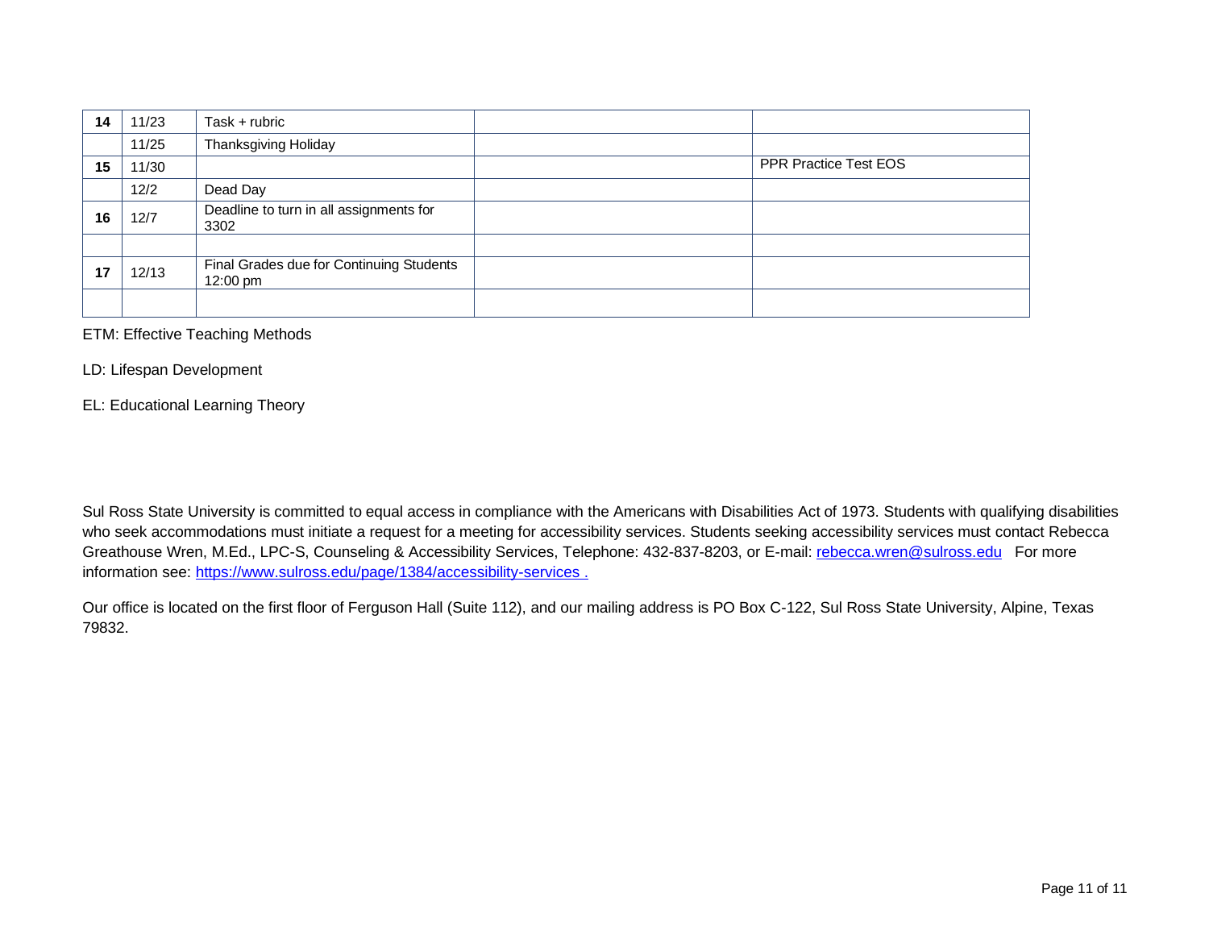| | | | | |
|---|---|---|---|---|
| **14** | 11/23 | Task + rubric | | |
| | 11/25 | Thanksgiving Holiday | | |
| **15** | 11/30 | | | PPR Practice Test EOS |
| | 12/2 | Dead Day | | |
| **16** | 12/7 | Deadline to turn in all assignments for 3302 | | |
| | | | | |
| **17** | 12/13 | Final Grades due for Continuing Students 12:00 pm | | |
| | | | | |

ETM: Effective Teaching Methods

LD: Lifespan Development

EL: Educational Learning Theory

Sul Ross State University is committed to equal access in compliance with the Americans with Disabilities Act of 1973. Students with qualifying disabilities who seek accommodations must initiate a request for a meeting for accessibility services. Students seeking accessibility services must contact Rebecca Greathouse Wren, M.Ed., LPC-S, Counseling & Accessibility Services, Telephone: 432-837-8203, or E-mail: rebecca.wren@sulross.edu For more information see: https://www.sulross.edu/page/1384/accessibility-services .

Our office is located on the first floor of Ferguson Hall (Suite 112), and our mailing address is PO Box C-122, Sul Ross State University, Alpine, Texas 79832.